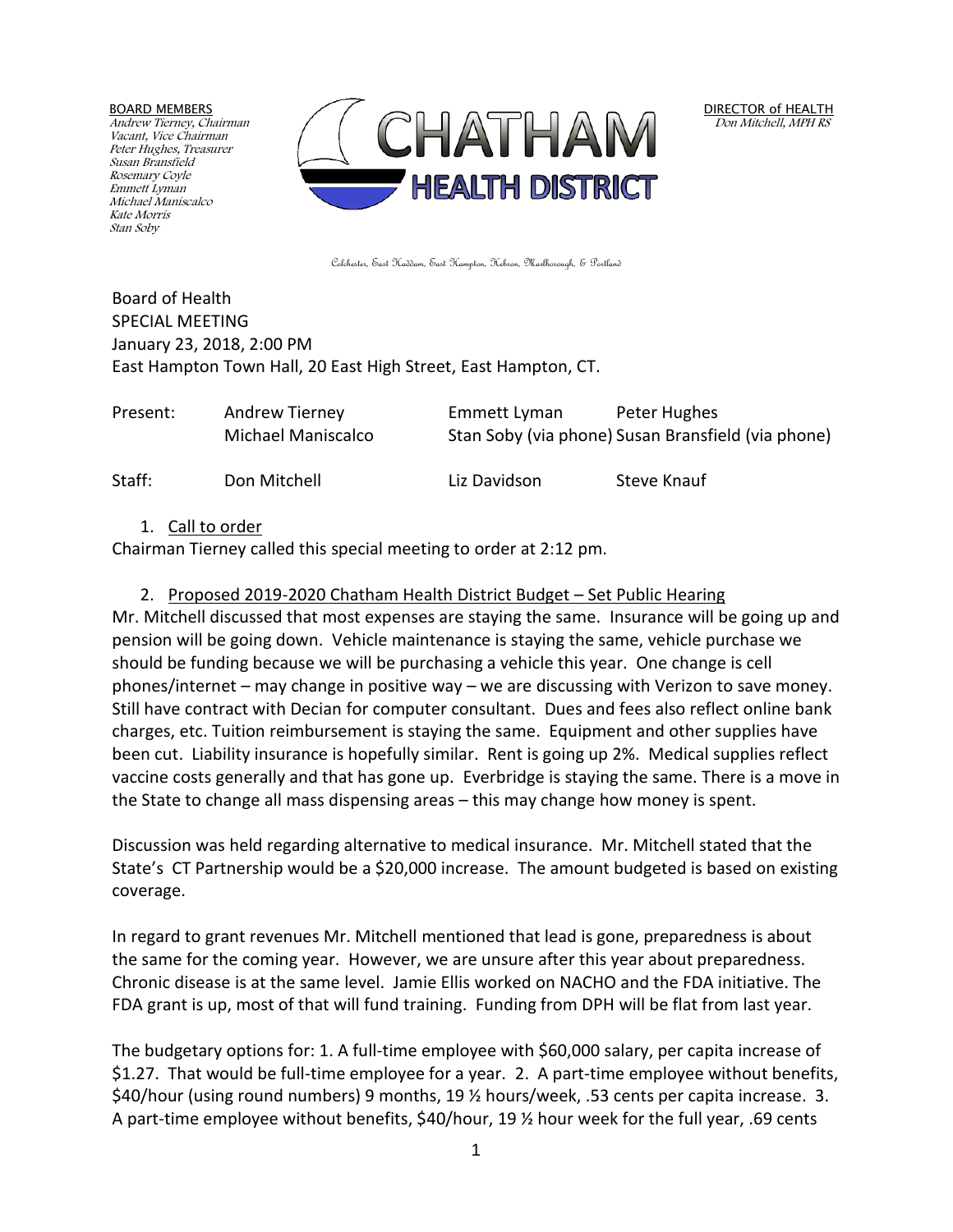BOARD MEMBERS
*Andrew Tierney, Chairman*
*Vacant, Vice Chairman*
*Peter Hughes, Treasurer*
*Susan Bransfield*
*Rosemary Coyle*
*Emmett Lyman*
*Michael Maniscalco*
*Kate Morris*
*Stan Soby*

# CHATHAM HEALTH DISTRICT

DIRECTOR of HEALTH
*Don Mitchell, MPH RS*

Colchester, East Haddam, East Hampton, Hebron, Marlborough, & Portland

Board of Health
SPECIAL MEETING
January 23, 2018, 2:00 PM
East Hampton Town Hall, 20 East High Street, East Hampton, CT.

| | | | |
|---|---|---|---|
| Present: | Andrew Tierney | Emmett Lyman | Peter Hughes |
| | Michael Maniscalco | Stan Soby (via phone) | Susan Bransfield (via phone) |
| Staff: | Don Mitchell | Liz Davidson | Steve Knauf |

1. Call to order

Chairman Tierney called this special meeting to order at 2:12 pm.

2. Proposed 2019-2020 Chatham Health District Budget – Set Public Hearing

Mr. Mitchell discussed that most expenses are staying the same. Insurance will be going up and pension will be going down. Vehicle maintenance is staying the same, vehicle purchase we should be funding because we will be purchasing a vehicle this year. One change is cell phones/internet – may change in positive way – we are discussing with Verizon to save money. Still have contract with Decian for computer consultant. Dues and fees also reflect online bank charges, etc. Tuition reimbursement is staying the same. Equipment and other supplies have been cut. Liability insurance is hopefully similar. Rent is going up 2%. Medical supplies reflect vaccine costs generally and that has gone up. Everbridge is staying the same. There is a move in the State to change all mass dispensing areas – this may change how money is spent.

Discussion was held regarding alternative to medical insurance. Mr. Mitchell stated that the State's CT Partnership would be a $20,000 increase. The amount budgeted is based on existing coverage.

In regard to grant revenues Mr. Mitchell mentioned that lead is gone, preparedness is about the same for the coming year. However, we are unsure after this year about preparedness. Chronic disease is at the same level. Jamie Ellis worked on NACHO and the FDA initiative. The FDA grant is up, most of that will fund training. Funding from DPH will be flat from last year.

The budgetary options for: 1. A full-time employee with $60,000 salary, per capita increase of $1.27. That would be full-time employee for a year. 2. A part-time employee without benefits, $40/hour (using round numbers) 9 months, 19 ½ hours/week, .53 cents per capita increase. 3. A part-time employee without benefits, $40/hour, 19 ½ hour week for the full year, .69 cents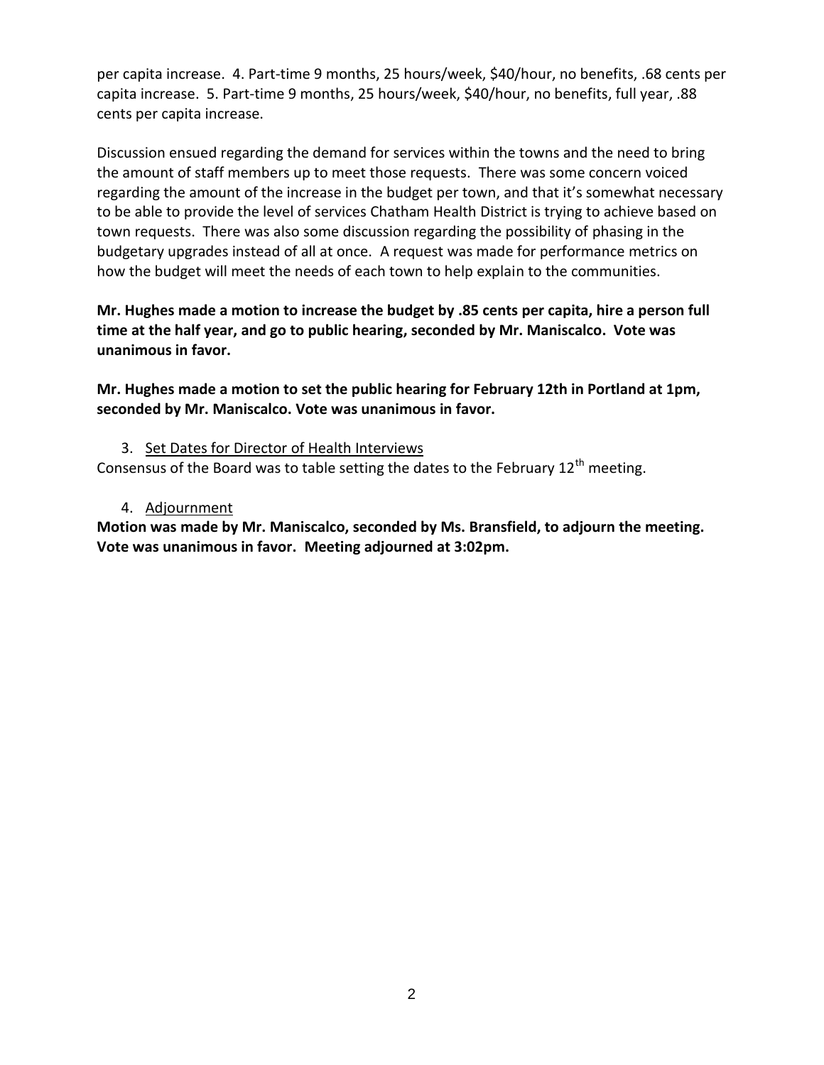per capita increase. 4. Part-time 9 months, 25 hours/week, $40/hour, no benefits, .68 cents per capita increase. 5. Part-time 9 months, 25 hours/week, $40/hour, no benefits, full year, .88 cents per capita increase.

Discussion ensued regarding the demand for services within the towns and the need to bring the amount of staff members up to meet those requests. There was some concern voiced regarding the amount of the increase in the budget per town, and that it's somewhat necessary to be able to provide the level of services Chatham Health District is trying to achieve based on town requests. There was also some discussion regarding the possibility of phasing in the budgetary upgrades instead of all at once. A request was made for performance metrics on how the budget will meet the needs of each town to help explain to the communities.

**Mr. Hughes made a motion to increase the budget by .85 cents per capita, hire a person full time at the half year, and go to public hearing, seconded by Mr. Maniscalco. Vote was unanimous in favor.**

**Mr. Hughes made a motion to set the public hearing for February 12th in Portland at 1pm, seconded by Mr. Maniscalco. Vote was unanimous in favor.**

3. Set Dates for Director of Health Interviews

Consensus of the Board was to table setting the dates to the February 12th meeting.

4. Adjournment

**Motion was made by Mr. Maniscalco, seconded by Ms. Bransfield, to adjourn the meeting. Vote was unanimous in favor. Meeting adjourned at 3:02pm.**